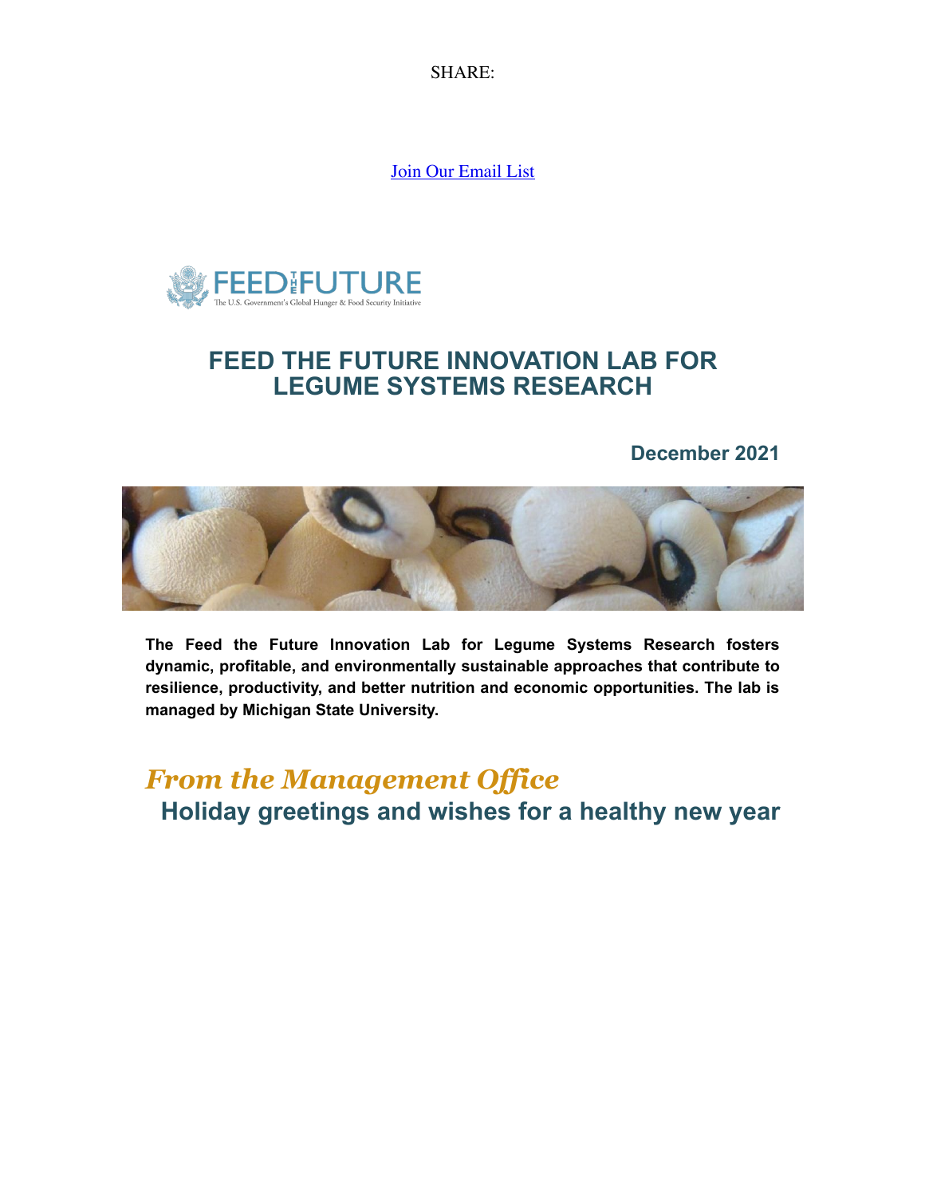SHARE:

Join Our Email List

# FEED THE FUTURE INNOVATION LAB FOR LEGUME SYSTEMS RESEARCH

**December 2021**

**The Feed the Future Innovation Lab for Legume Systems Research fosters dynamic, profitable, and environmentally sustainable approaches that contribute to resilience, productivity, and better nutrition and economic opportunities. The lab is managed by Michigan State University.**

## *From the Management Office*

### Holiday greetings and wishes for a healthy new year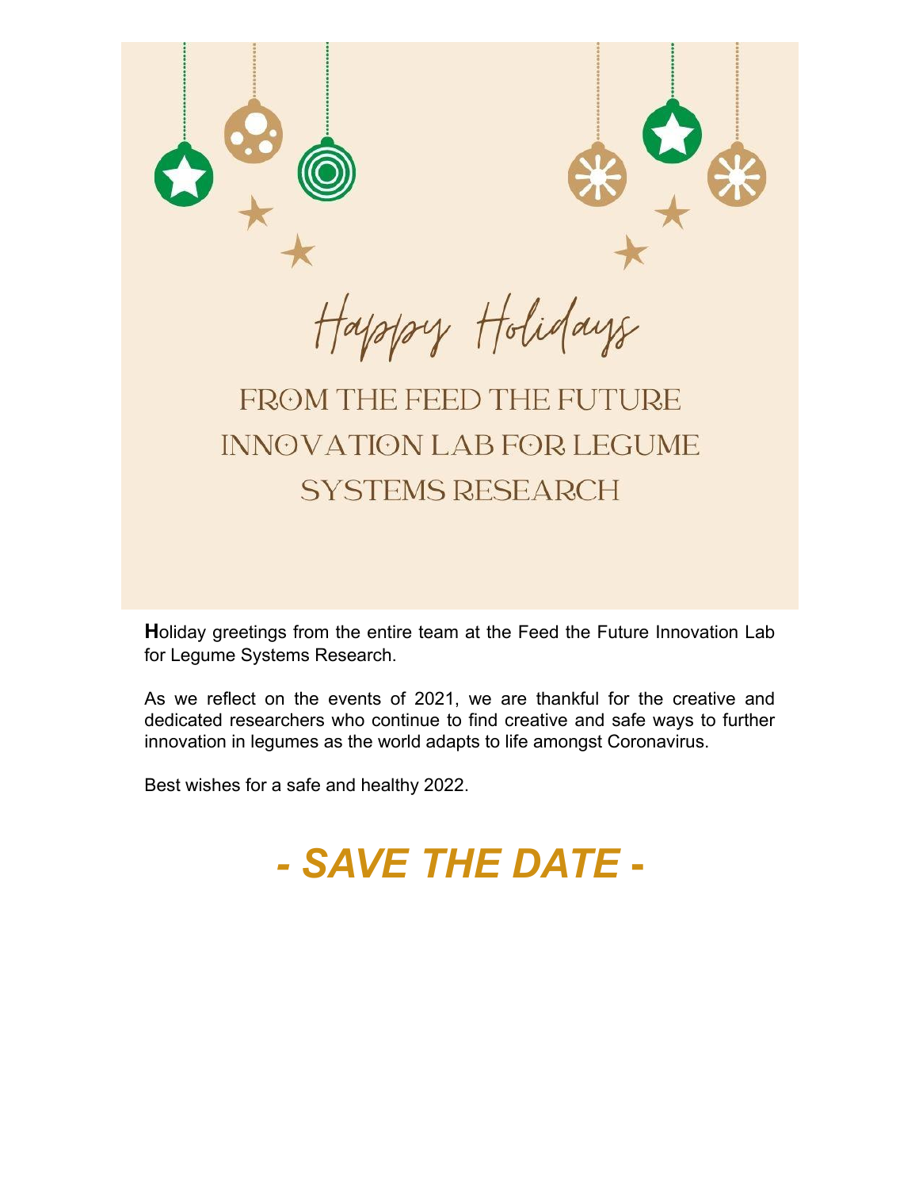Happy Holidays

FROM THE FEED THE FUTURE INNOVATION LAB FOR LEGUME SYSTEMS RESEARCH

**H**oliday greetings from the entire team at the Feed the Future Innovation Lab for Legume Systems Research.

As we reflect on the events of 2021, we are thankful for the creative and dedicated researchers who continue to find creative and safe ways to further innovation in legumes as the world adapts to life amongst Coronavirus.

Best wishes for a safe and healthy 2022.

# *- SAVE THE DATE -*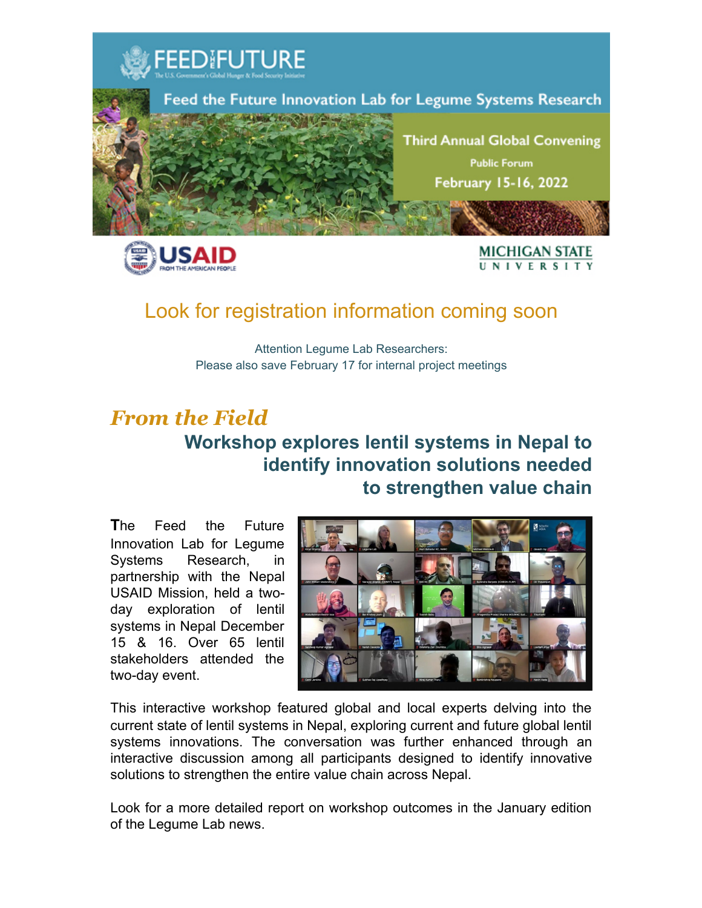# FEED THE FUTURE

The U.S. Government's Global Hunger & Food Security Initiative

## Feed the Future Innovation Lab for Legume Systems Research

**Third Annual Global Convening**

Public Forum

**February 15-16, 2022**

USAID FROM THE AMERICAN PEOPLE

MICHIGAN STATE UNIVERSITY

## Look for registration information coming soon

Attention Legume Lab Researchers:
Please also save February 17 for internal project meetings

## *From the Field*

### Workshop explores lentil systems in Nepal to identify innovation solutions needed to strengthen value chain

The Feed the Future Innovation Lab for Legume Systems Research, in partnership with the Nepal USAID Mission, held a two-day exploration of lentil systems in Nepal December 15 & 16. Over 65 lentil stakeholders attended the two-day event.

This interactive workshop featured global and local experts delving into the current state of lentil systems in Nepal, exploring current and future global lentil systems innovations. The conversation was further enhanced through an interactive discussion among all participants designed to identify innovative solutions to strengthen the entire value chain across Nepal.

Look for a more detailed report on workshop outcomes in the January edition of the Legume Lab news.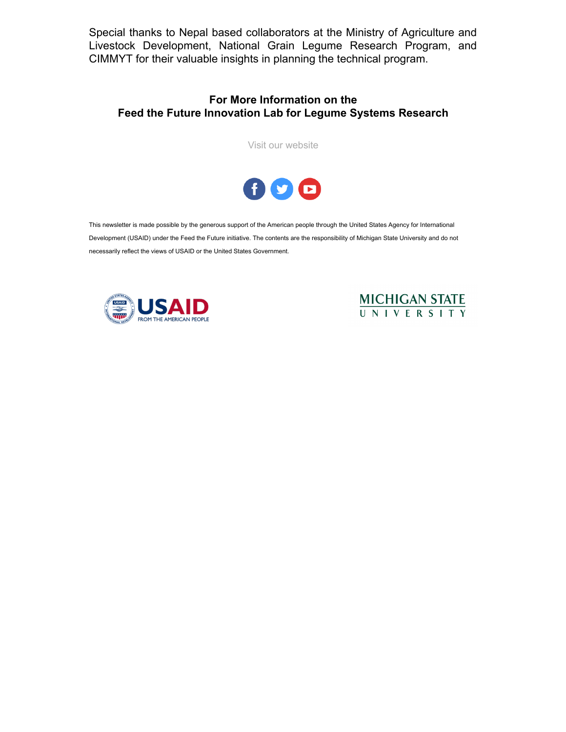Special thanks to Nepal based collaborators at the Ministry of Agriculture and Livestock Development, National Grain Legume Research Program, and CIMMYT for their valuable insights in planning the technical program.

## For More Information on the Feed the Future Innovation Lab for Legume Systems Research

Visit our website

This newsletter is made possible by the generous support of the American people through the United States Agency for International Development (USAID) under the Feed the Future initiative. The contents are the responsibility of Michigan State University and do not necessarily reflect the views of USAID or the United States Government.